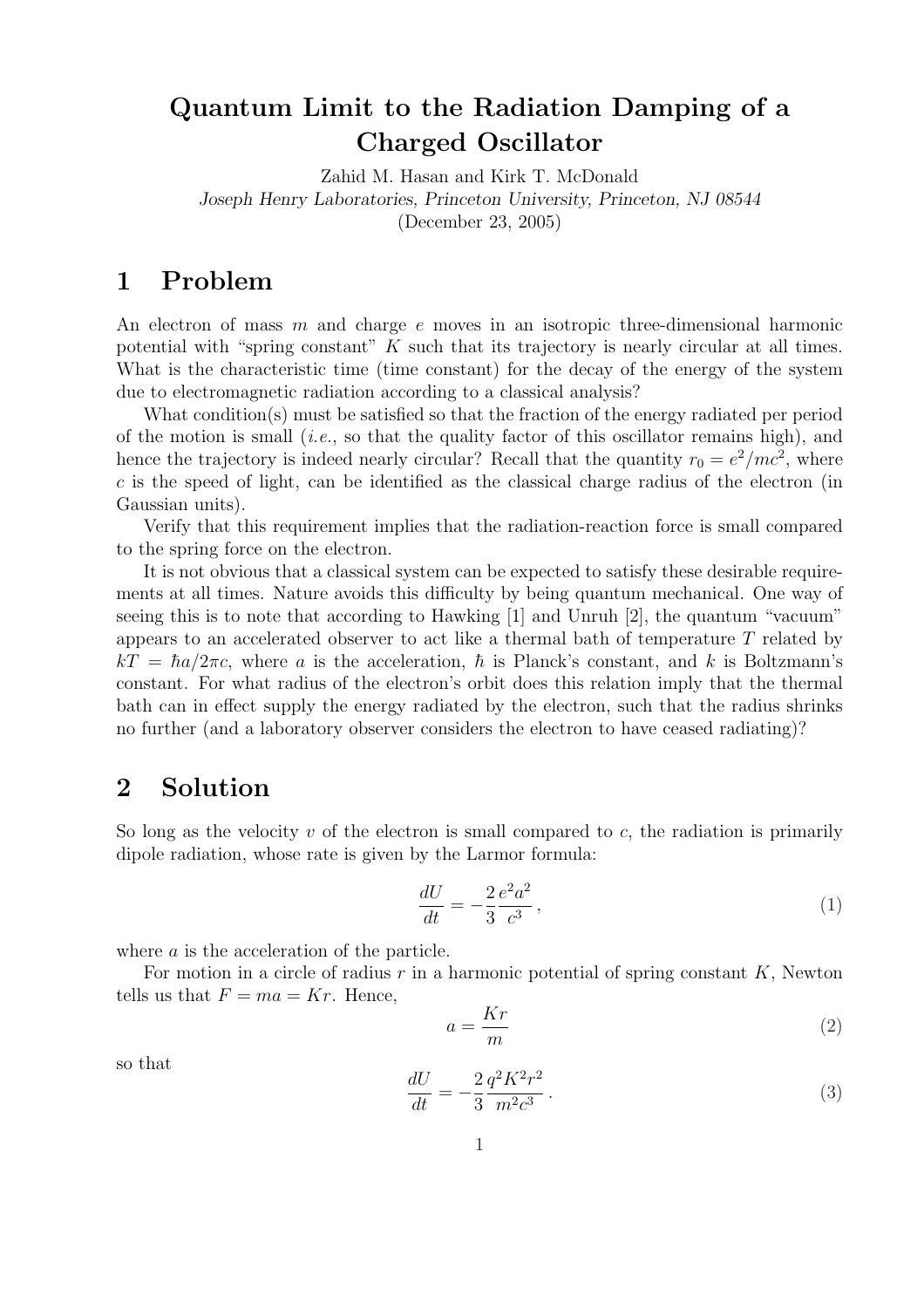# Quantum Limit to the Radiation Damping of a Charged Oscillator

Zahid M. Hasan and Kirk T. McDonald

*Joseph Henry Laboratories, Princeton University, Princeton, NJ 08544*

(December 23, 2005)

## 1 Problem

An electron of mass $m$ and charge $e$ moves in an isotropic three-dimensional harmonic potential with "spring constant" $K$ such that its trajectory is nearly circular at all times. What is the characteristic time (time constant) for the decay of the energy of the system due to electromagnetic radiation according to a classical analysis?

What condition(s) must be satisfied so that the fraction of the energy radiated per period of the motion is small (*i.e.*, so that the quality factor of this oscillator remains high), and hence the trajectory is indeed nearly circular? Recall that the quantity $r_0 = e^2/mc^2$, where $c$ is the speed of light, can be identified as the classical charge radius of the electron (in Gaussian units).

Verify that this requirement implies that the radiation-reaction force is small compared to the spring force on the electron.

It is not obvious that a classical system can be expected to satisfy these desirable requirements at all times. Nature avoids this difficulty by being quantum mechanical. One way of seeing this is to note that according to Hawking [1] and Unruh [2], the quantum "vacuum" appears to an accelerated observer to act like a thermal bath of temperature $T$ related by $kT = \hbar a/2\pi c$, where $a$ is the acceleration, $\hbar$ is Planck's constant, and $k$ is Boltzmann's constant. For what radius of the electron's orbit does this relation imply that the thermal bath can in effect supply the energy radiated by the electron, such that the radius shrinks no further (and a laboratory observer considers the electron to have ceased radiating)?

## 2 Solution

So long as the velocity $v$ of the electron is small compared to $c$, the radiation is primarily dipole radiation, whose rate is given by the Larmor formula:

$$\frac{dU}{dt} = -\frac{2}{3}\frac{e^2 a^2}{c^3}, \tag{1}$$

where $a$ is the acceleration of the particle.

For motion in a circle of radius $r$ in a harmonic potential of spring constant $K$, Newton tells us that $F = ma = Kr$. Hence,

$$a = \frac{Kr}{m} \tag{2}$$

so that

$$\frac{dU}{dt} = -\frac{2}{3}\frac{q^2 K^2 r^2}{m^2 c^3}. \tag{3}$$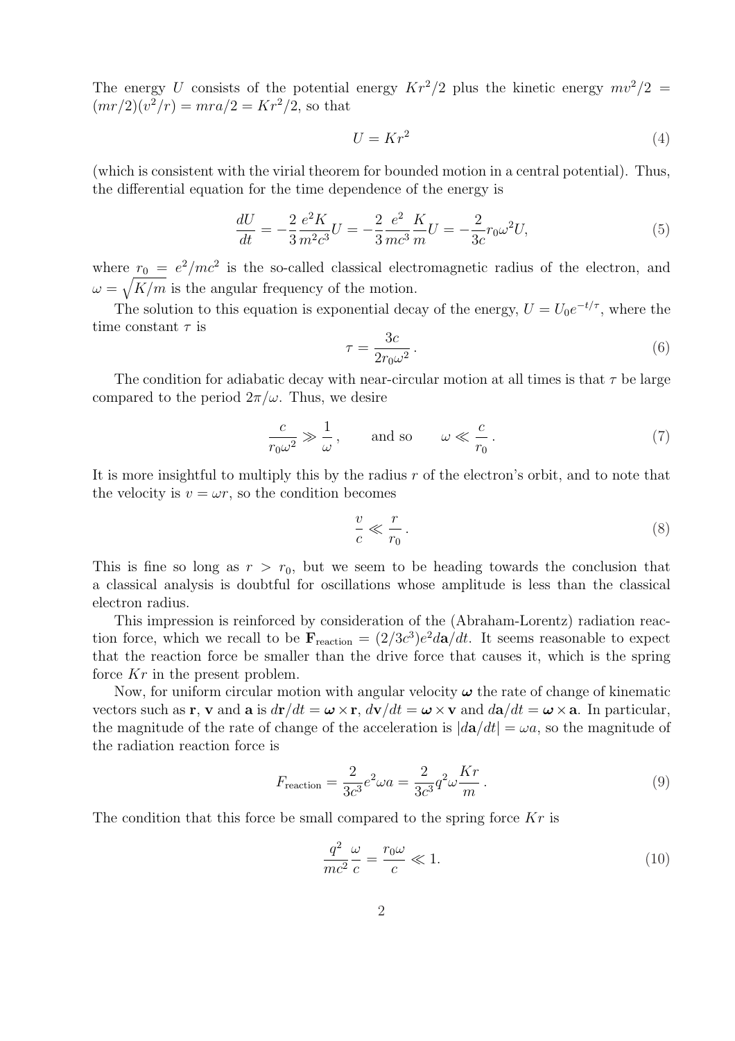The energy $U$ consists of the potential energy $Kr^2/2$ plus the kinetic energy $mv^2/2 = (mr/2)(v^2/r) = mra/2 = Kr^2/2$, so that

$$U = Kr^2 \tag{4}$$

(which is consistent with the virial theorem for bounded motion in a central potential). Thus, the differential equation for the time dependence of the energy is

$$\frac{dU}{dt} = -\frac{2}{3}\frac{e^2 K}{m^2 c^3} U = -\frac{2}{3}\frac{e^2}{mc^3}\frac{K}{m} U = -\frac{2}{3c} r_0 \omega^2 U, \tag{5}$$

where $r_0 = e^2/mc^2$ is the so-called classical electromagnetic radius of the electron, and $\omega = \sqrt{K/m}$ is the angular frequency of the motion.

The solution to this equation is exponential decay of the energy, $U = U_0 e^{-t/\tau}$, where the time constant $\tau$ is

$$\tau = \frac{3c}{2r_0\omega^2}\,. \tag{6}$$

The condition for adiabatic decay with near-circular motion at all times is that $\tau$ be large compared to the period $2\pi/\omega$. Thus, we desire

$$\frac{c}{r_0\omega^2} \gg \frac{1}{\omega}\,, \qquad \text{and so} \qquad \omega \ll \frac{c}{r_0}\,. \tag{7}$$

It is more insightful to multiply this by the radius $r$ of the electron's orbit, and to note that the velocity is $v = \omega r$, so the condition becomes

$$\frac{v}{c} \ll \frac{r}{r_0}\,. \tag{8}$$

This is fine so long as $r > r_0$, but we seem to be heading towards the conclusion that a classical analysis is doubtful for oscillations whose amplitude is less than the classical electron radius.

This impression is reinforced by consideration of the (Abraham-Lorentz) radiation reaction force, which we recall to be $\mathbf{F}_{\text{reaction}} = (2/3c^3)e^2 d\mathbf{a}/dt$. It seems reasonable to expect that the reaction force be smaller than the drive force that causes it, which is the spring force $Kr$ in the present problem.

Now, for uniform circular motion with angular velocity $\boldsymbol{\omega}$ the rate of change of kinematic vectors such as $\mathbf{r}$, $\mathbf{v}$ and $\mathbf{a}$ is $d\mathbf{r}/dt = \boldsymbol{\omega} \times \mathbf{r}$, $d\mathbf{v}/dt = \boldsymbol{\omega} \times \mathbf{v}$ and $d\mathbf{a}/dt = \boldsymbol{\omega} \times \mathbf{a}$. In particular, the magnitude of the rate of change of the acceleration is $|d\mathbf{a}/dt| = \omega a$, so the magnitude of the radiation reaction force is

$$F_{\text{reaction}} = \frac{2}{3c^3} e^2 \omega a = \frac{2}{3c^3} q^2 \omega \frac{Kr}{m}\,. \tag{9}$$

The condition that this force be small compared to the spring force $Kr$ is

$$\frac{q^2}{mc^2}\frac{\omega}{c} = \frac{r_0\omega}{c} \ll 1. \tag{10}$$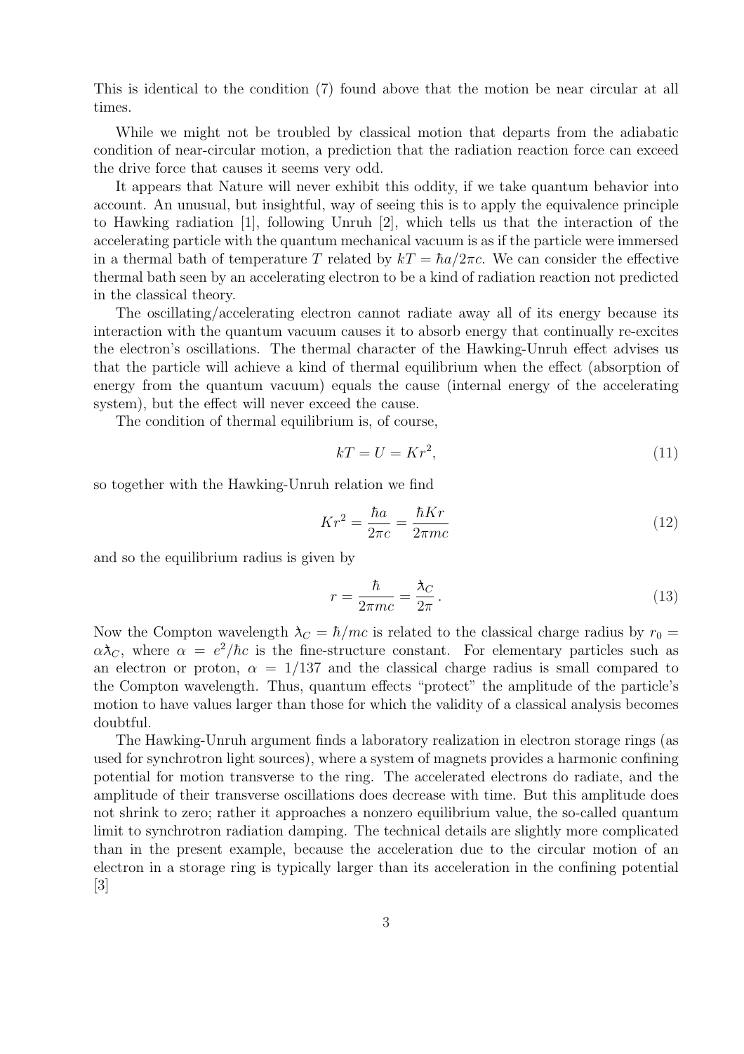This is identical to the condition (7) found above that the motion be near circular at all times.

While we might not be troubled by classical motion that departs from the adiabatic condition of near-circular motion, a prediction that the radiation reaction force can exceed the drive force that causes it seems very odd.

It appears that Nature will never exhibit this oddity, if we take quantum behavior into account. An unusual, but insightful, way of seeing this is to apply the equivalence principle to Hawking radiation [1], following Unruh [2], which tells us that the interaction of the accelerating particle with the quantum mechanical vacuum is as if the particle were immersed in a thermal bath of temperature $T$ related by $kT = \hbar a/2\pi c$. We can consider the effective thermal bath seen by an accelerating electron to be a kind of radiation reaction not predicted in the classical theory.

The oscillating/accelerating electron cannot radiate away all of its energy because its interaction with the quantum vacuum causes it to absorb energy that continually re-excites the electron's oscillations. The thermal character of the Hawking-Unruh effect advises us that the particle will achieve a kind of thermal equilibrium when the effect (absorption of energy from the quantum vacuum) equals the cause (internal energy of the accelerating system), but the effect will never exceed the cause.

The condition of thermal equilibrium is, of course,

$$kT = U = Kr^2, \tag{11}$$

so together with the Hawking-Unruh relation we find

$$Kr^2 = \frac{\hbar a}{2\pi c} = \frac{\hbar K r}{2\pi m c} \tag{12}$$

and so the equilibrium radius is given by

$$r = \frac{\hbar}{2\pi m c} = \frac{\lambda\!\!\!^{-}_C}{2\pi}\,. \tag{13}$$

Now the Compton wavelength $\lambda\!\!\!^{-}_C = \hbar/mc$ is related to the classical charge radius by $r_0 = \alpha \lambda\!\!\!^{-}_C$, where $\alpha = e^2/\hbar c$ is the fine-structure constant. For elementary particles such as an electron or proton, $\alpha = 1/137$ and the classical charge radius is small compared to the Compton wavelength. Thus, quantum effects "protect" the amplitude of the particle's motion to have values larger than those for which the validity of a classical analysis becomes doubtful.

The Hawking-Unruh argument finds a laboratory realization in electron storage rings (as used for synchrotron light sources), where a system of magnets provides a harmonic confining potential for motion transverse to the ring. The accelerated electrons do radiate, and the amplitude of their transverse oscillations does decrease with time. But this amplitude does not shrink to zero; rather it approaches a nonzero equilibrium value, the so-called quantum limit to synchrotron radiation damping. The technical details are slightly more complicated than in the present example, because the acceleration due to the circular motion of an electron in a storage ring is typically larger than its acceleration in the confining potential [3]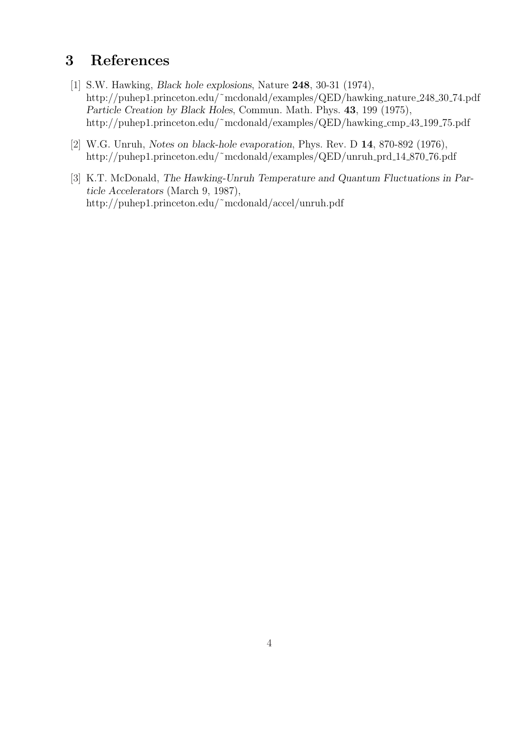## 3 References

[1] S.W. Hawking, *Black hole explosions*, Nature **248**, 30-31 (1974),
http://puhep1.princeton.edu/~mcdonald/examples/QED/hawking_nature_248_30_74.pdf
*Particle Creation by Black Holes*, Commun. Math. Phys. **43**, 199 (1975),
http://puhep1.princeton.edu/~mcdonald/examples/QED/hawking_cmp_43_199_75.pdf

[2] W.G. Unruh, *Notes on black-hole evaporation*, Phys. Rev. D **14**, 870-892 (1976),
http://puhep1.princeton.edu/~mcdonald/examples/QED/unruh_prd_14_870_76.pdf

[3] K.T. McDonald, *The Hawking-Unruh Temperature and Quantum Fluctuations in Particle Accelerators* (March 9, 1987),
http://puhep1.princeton.edu/~mcdonald/accel/unruh.pdf